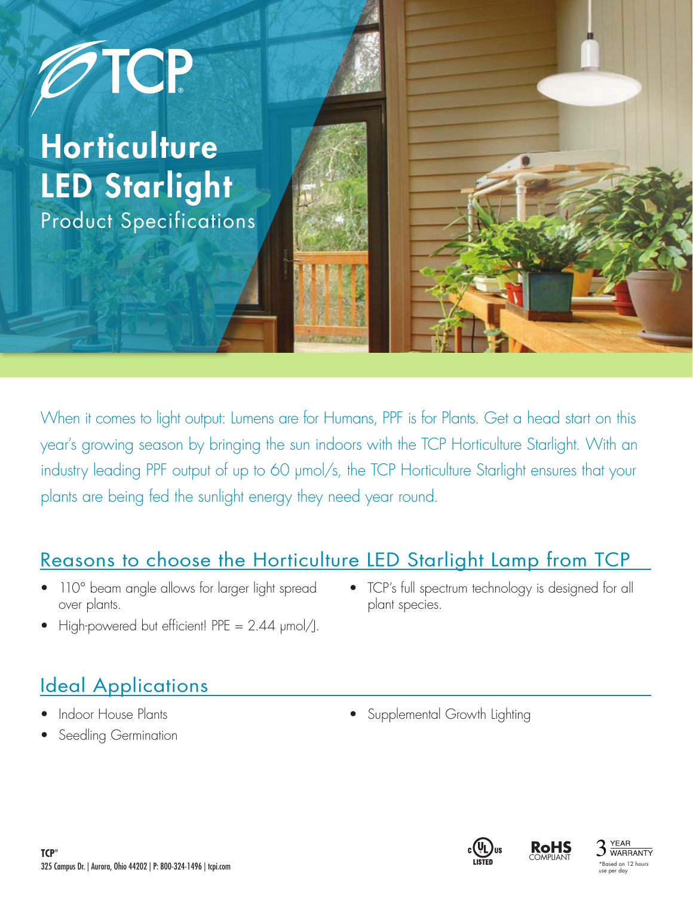# TCP

# Horticulture LED Starlight

Product Specifications

When it comes to light output: Lumens are for Humans, PPF is for Plants. Get a head start on this year's growing season by bringing the sun indoors with the TCP Horticulture Starlight. With an industry leading PPF output of up to 60 μmol/s, the TCP Horticulture Starlight ensures that your plants are being fed the sunlight energy they need year round.

## Reasons to choose the Horticulture LED Starlight Lamp from TCP

- 110° beam angle allows for larger light spread over plants.
- High-powered but efficient! PPE = 2.44 μmol/J.
- TCP's full spectrum technology is designed for all plant species.

## Ideal Applications

- Indoor House Plants
- Seedling Germination
- Supplemental Growth Lighting

TCP®
325 Campus Dr. | Aurora, Ohio 44202 | P: 800-324-1496 | tcpi.com

c UL us LISTED

RoHS COMPLIANT

3 YEAR WARRANTY
*Based on 12 hours use per day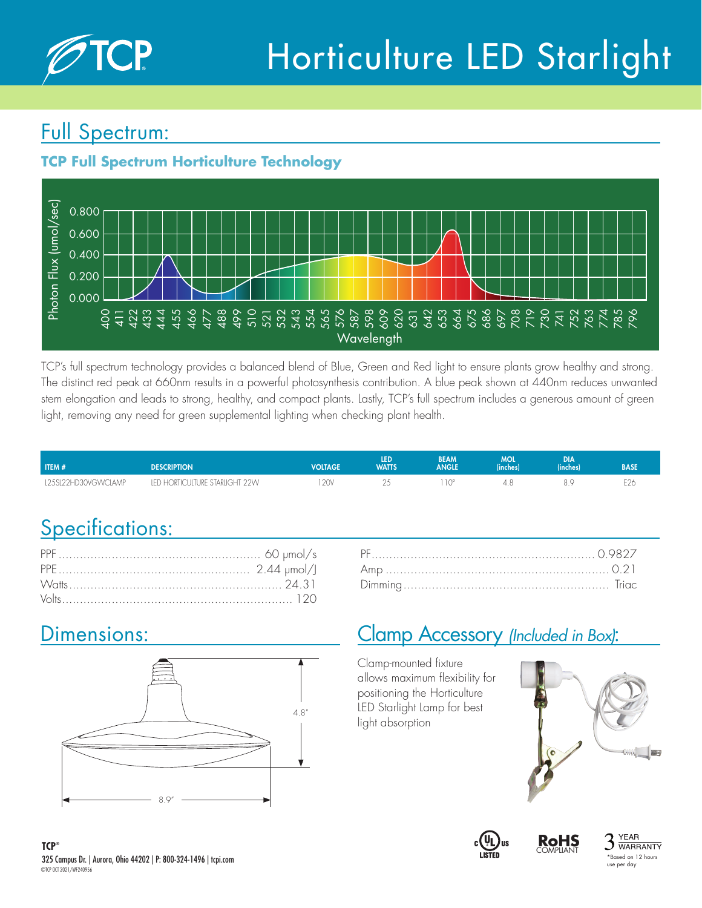# Horticulture LED Starlight

## Full Spectrum:

### TCP Full Spectrum Horticulture Technology

Photon Flux (umol/sec)
0.800
0.600
0.400
0.200
0.000
400 411 422 433 444 455 466 477 488 499 510 521 532 543 554 565 576 587 598 609 620 631 642 653 664 675 686 697 708 719 730 741 752 763 774 785 796
Wavelength

TCP's full spectrum technology provides a balanced blend of Blue, Green and Red light to ensure plants grow healthy and strong. The distinct red peak at 660nm results in a powerful photosynthesis contribution. A blue peak shown at 440nm reduces unwanted stem elongation and leads to strong, healthy, and compact plants. Lastly, TCP's full spectrum includes a generous amount of green light, removing any need for green supplemental lighting when checking plant health.

| ITEM # | DESCRIPTION | VOLTAGE | LED WATTS | BEAM ANGLE | MOL (inches) | DIA (inches) | BASE |
|---|---|---|---|---|---|---|---|
| L25SL22HD30VGWCLAMP | LED HORTICULTURE STARLIGHT 22W | 120V | 25 | 110° | 4.8 | 8.9 | E26 |

## Specifications:

- PPF ........ 60 μmol/s
- PPE ........ 2.44 μmol/J
- Watts ........ 24.31
- Volts ........ 120
- PF ........ 0.9827
- Amp ........ 0.21
- Dimming ........ Triac

## Dimensions:

4.8"

8.9"

## Clamp Accessory *(Included in Box)*:

Clamp-mounted fixture allows maximum flexibility for positioning the Horticulture LED Starlight Lamp for best light absorption

c UL us LISTED

RoHS COMPLIANT

3 YEAR WARRANTY
*Based on 12 hours use per day

**TCP®**
325 Campus Dr. | Aurora, Ohio 44202 | P: 800-324-1496 | tcpi.com
©TCP OCT 2021/WF240956